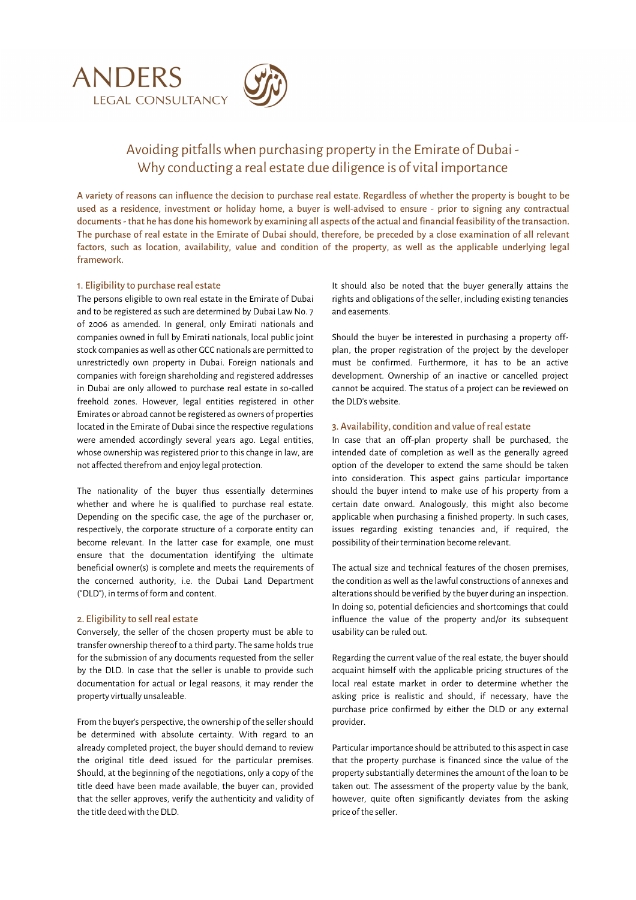ANDERS
LEGAL CONSULTANCY

# Avoiding pitfalls when purchasing property in the Emirate of Dubai - Why conducting a real estate due diligence is of vital importance

A variety of reasons can influence the decision to purchase real estate. Regardless of whether the property is bought to be used as a residence, investment or holiday home, a buyer is well-advised to ensure - prior to signing any contractual documents - that he has done his homework by examining all aspects of the actual and financial feasibility of the transaction. The purchase of real estate in the Emirate of Dubai should, therefore, be preceded by a close examination of all relevant factors, such as location, availability, value and condition of the property, as well as the applicable underlying legal framework.

## 1. Eligibility to purchase real estate

The persons eligible to own real estate in the Emirate of Dubai and to be registered as such are determined by Dubai Law No. 7 of 2006 as amended. In general, only Emirati nationals and companies owned in full by Emirati nationals, local public joint stock companies as well as other GCC nationals are permitted to unrestrictedly own property in Dubai. Foreign nationals and companies with foreign shareholding and registered addresses in Dubai are only allowed to purchase real estate in so-called freehold zones. However, legal entities registered in other Emirates or abroad cannot be registered as owners of properties located in the Emirate of Dubai since the respective regulations were amended accordingly several years ago. Legal entities, whose ownership was registered prior to this change in law, are not affected therefrom and enjoy legal protection.

The nationality of the buyer thus essentially determines whether and where he is qualified to purchase real estate. Depending on the specific case, the age of the purchaser or, respectively, the corporate structure of a corporate entity can become relevant. In the latter case for example, one must ensure that the documentation identifying the ultimate beneficial owner(s) is complete and meets the requirements of the concerned authority, i.e. the Dubai Land Department ("DLD"), in terms of form and content.

## 2. Eligibility to sell real estate

Conversely, the seller of the chosen property must be able to transfer ownership thereof to a third party. The same holds true for the submission of any documents requested from the seller by the DLD. In case that the seller is unable to provide such documentation for actual or legal reasons, it may render the property virtually unsaleable.

From the buyer's perspective, the ownership of the seller should be determined with absolute certainty. With regard to an already completed project, the buyer should demand to review the original title deed issued for the particular premises. Should, at the beginning of the negotiations, only a copy of the title deed have been made available, the buyer can, provided that the seller approves, verify the authenticity and validity of the title deed with the DLD.

It should also be noted that the buyer generally attains the rights and obligations of the seller, including existing tenancies and easements.

Should the buyer be interested in purchasing a property off-plan, the proper registration of the project by the developer must be confirmed. Furthermore, it has to be an active development. Ownership of an inactive or cancelled project cannot be acquired. The status of a project can be reviewed on the DLD's website.

## 3. Availability, condition and value of real estate

In case that an off-plan property shall be purchased, the intended date of completion as well as the generally agreed option of the developer to extend the same should be taken into consideration. This aspect gains particular importance should the buyer intend to make use of his property from a certain date onward. Analogously, this might also become applicable when purchasing a finished property. In such cases, issues regarding existing tenancies and, if required, the possibility of their termination become relevant.

The actual size and technical features of the chosen premises, the condition as well as the lawful constructions of annexes and alterations should be verified by the buyer during an inspection. In doing so, potential deficiencies and shortcomings that could influence the value of the property and/or its subsequent usability can be ruled out.

Regarding the current value of the real estate, the buyer should acquaint himself with the applicable pricing structures of the local real estate market in order to determine whether the asking price is realistic and should, if necessary, have the purchase price confirmed by either the DLD or any external provider.

Particular importance should be attributed to this aspect in case that the property purchase is financed since the value of the property substantially determines the amount of the loan to be taken out. The assessment of the property value by the bank, however, quite often significantly deviates from the asking price of the seller.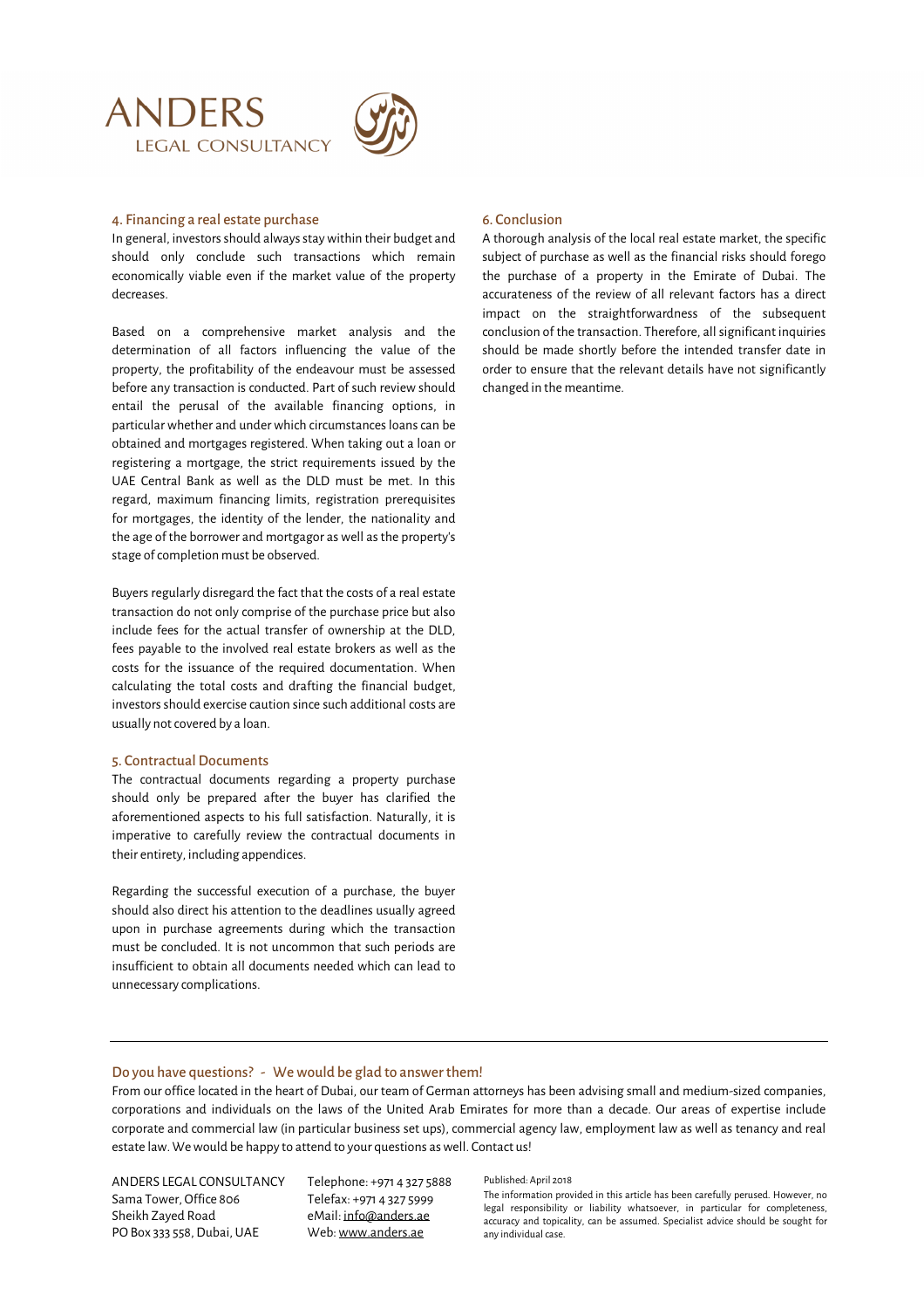## 4. Financing a real estate purchase

In general, investors should always stay within their budget and should only conclude such transactions which remain economically viable even if the market value of the property decreases.

Based on a comprehensive market analysis and the determination of all factors influencing the value of the property, the profitability of the endeavour must be assessed before any transaction is conducted. Part of such review should entail the perusal of the available financing options, in particular whether and under which circumstances loans can be obtained and mortgages registered. When taking out a loan or registering a mortgage, the strict requirements issued by the UAE Central Bank as well as the DLD must be met. In this regard, maximum financing limits, registration prerequisites for mortgages, the identity of the lender, the nationality and the age of the borrower and mortgagor as well as the property's stage of completion must be observed.

Buyers regularly disregard the fact that the costs of a real estate transaction do not only comprise of the purchase price but also include fees for the actual transfer of ownership at the DLD, fees payable to the involved real estate brokers as well as the costs for the issuance of the required documentation. When calculating the total costs and drafting the financial budget, investors should exercise caution since such additional costs are usually not covered by a loan.

## 5. Contractual Documents

The contractual documents regarding a property purchase should only be prepared after the buyer has clarified the aforementioned aspects to his full satisfaction. Naturally, it is imperative to carefully review the contractual documents in their entirety, including appendices.

Regarding the successful execution of a purchase, the buyer should also direct his attention to the deadlines usually agreed upon in purchase agreements during which the transaction must be concluded. It is not uncommon that such periods are insufficient to obtain all documents needed which can lead to unnecessary complications.

## 6. Conclusion

A thorough analysis of the local real estate market, the specific subject of purchase as well as the financial risks should forego the purchase of a property in the Emirate of Dubai. The accurateness of the review of all relevant factors has a direct impact on the straightforwardness of the subsequent conclusion of the transaction. Therefore, all significant inquiries should be made shortly before the intended transfer date in order to ensure that the relevant details have not significantly changed in the meantime.

---

## Do you have questions? - We would be glad to answer them!

From our office located in the heart of Dubai, our team of German attorneys has been advising small and medium-sized companies, corporations and individuals on the laws of the United Arab Emirates for more than a decade. Our areas of expertise include corporate and commercial law (in particular business set ups), commercial agency law, employment law as well as tenancy and real estate law. We would be happy to attend to your questions as well. Contact us!

ANDERS LEGAL CONSULTANCY
Sama Tower, Office 806
Sheikh Zayed Road
PO Box 333 558, Dubai, UAE

Telephone: +971 4 327 5888
Telefax: +971 4 327 5999
eMail: info@anders.ae
Web: www.anders.ae

Published: April 2018

The information provided in this article has been carefully perused. However, no legal responsibility or liability whatsoever, in particular for completeness, accuracy and topicality, can be assumed. Specialist advice should be sought for any individual case.